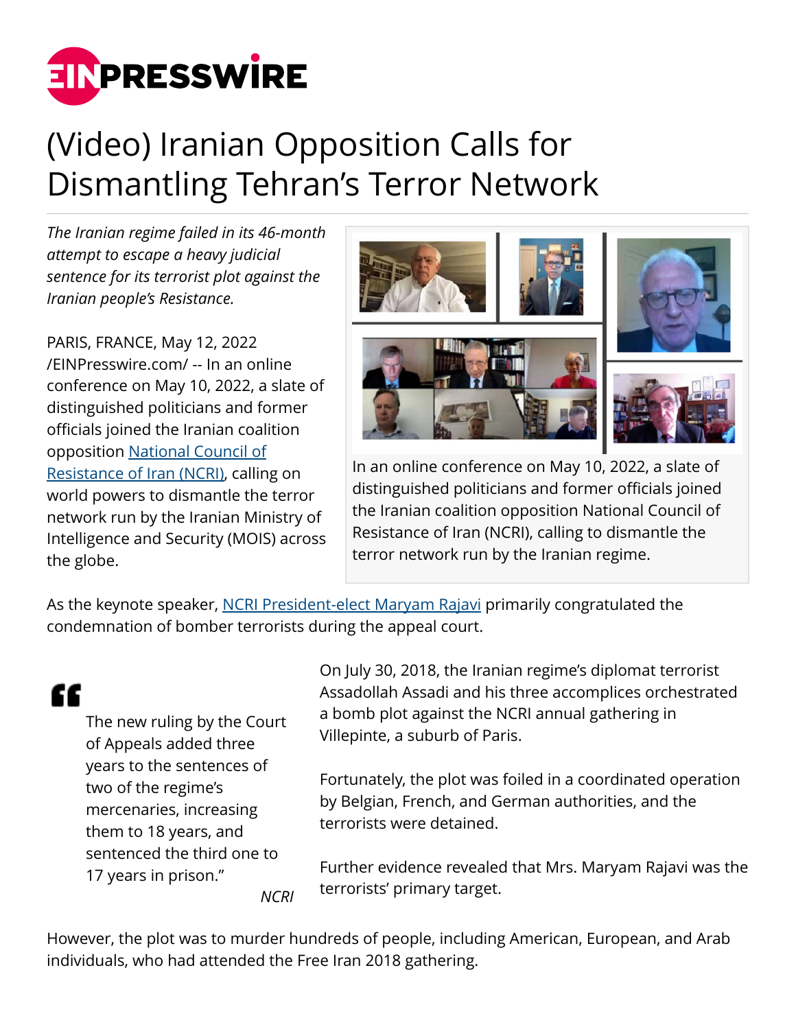# (Video) Iranian Opposition Calls for Dismantling Tehran's Terror Network

*The Iranian regime failed in its 46-month attempt to escape a heavy judicial sentence for its terrorist plot against the Iranian people's Resistance.*

PARIS, FRANCE, May 12, 2022 /EINPresswire.com/ -- In an online conference on May 10, 2022, a slate of distinguished politicians and former officials joined the Iranian coalition opposition National Council of Resistance of Iran (NCRI), calling on world powers to dismantle the terror network run by the Iranian Ministry of Intelligence and Security (MOIS) across the globe.

In an online conference on May 10, 2022, a slate of distinguished politicians and former officials joined the Iranian coalition opposition National Council of Resistance of Iran (NCRI), calling to dismantle the terror network run by the Iranian regime.

As the keynote speaker, NCRI President-elect Maryam Rajavi primarily congratulated the condemnation of bomber terrorists during the appeal court.

> The new ruling by the Court of Appeals added three years to the sentences of two of the regime's mercenaries, increasing them to 18 years, and sentenced the third one to 17 years in prison."
>
> *NCRI*

On July 30, 2018, the Iranian regime's diplomat terrorist Assadollah Assadi and his three accomplices orchestrated a bomb plot against the NCRI annual gathering in Villepinte, a suburb of Paris.

Fortunately, the plot was foiled in a coordinated operation by Belgian, French, and German authorities, and the terrorists were detained.

Further evidence revealed that Mrs. Maryam Rajavi was the terrorists' primary target.

However, the plot was to murder hundreds of people, including American, European, and Arab individuals, who had attended the Free Iran 2018 gathering.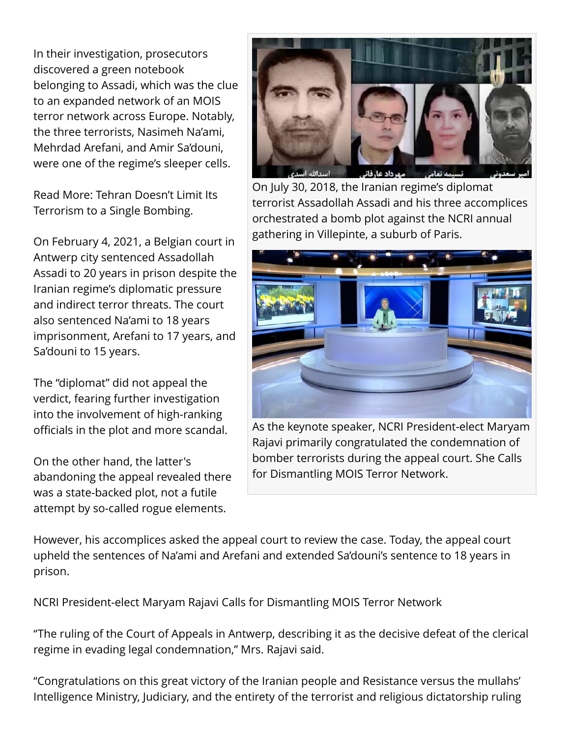In their investigation, prosecutors discovered a green notebook belonging to Assadi, which was the clue to an expanded network of an MOIS terror network across Europe. Notably, the three terrorists, Nasimeh Na'ami, Mehrdad Arefani, and Amir Sa'douni, were one of the regime's sleeper cells.

Read More: Tehran Doesn't Limit Its Terrorism to a Single Bombing.

On February 4, 2021, a Belgian court in Antwerp city sentenced Assadollah Assadi to 20 years in prison despite the Iranian regime's diplomatic pressure and indirect terror threats. The court also sentenced Na'ami to 18 years imprisonment, Arefani to 17 years, and Sa'douni to 15 years.

The "diplomat" did not appeal the verdict, fearing further investigation into the involvement of high-ranking officials in the plot and more scandal.

On the other hand, the latter's abandoning the appeal revealed there was a state-backed plot, not a futile attempt by so-called rogue elements.

On July 30, 2018, the Iranian regime's diplomat terrorist Assadollah Assadi and his three accomplices orchestrated a bomb plot against the NCRI annual gathering in Villepinte, a suburb of Paris.

As the keynote speaker, NCRI President-elect Maryam Rajavi primarily congratulated the condemnation of bomber terrorists during the appeal court. She Calls for Dismantling MOIS Terror Network.

However, his accomplices asked the appeal court to review the case. Today, the appeal court upheld the sentences of Na'ami and Arefani and extended Sa'douni's sentence to 18 years in prison.

NCRI President-elect Maryam Rajavi Calls for Dismantling MOIS Terror Network

"The ruling of the Court of Appeals in Antwerp, describing it as the decisive defeat of the clerical regime in evading legal condemnation," Mrs. Rajavi said.

"Congratulations on this great victory of the Iranian people and Resistance versus the mullahs' Intelligence Ministry, Judiciary, and the entirety of the terrorist and religious dictatorship ruling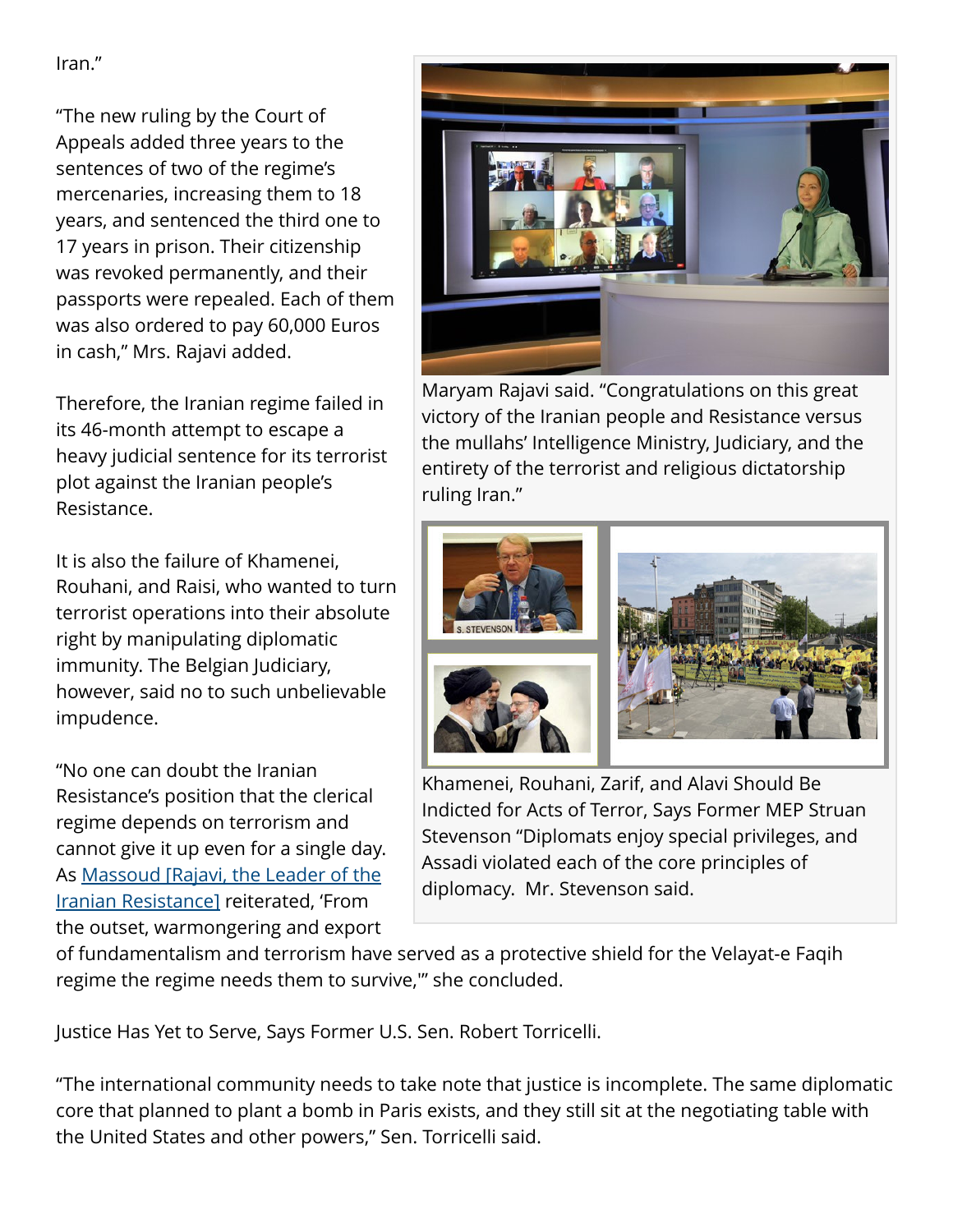Iran."

"The new ruling by the Court of Appeals added three years to the sentences of two of the regime's mercenaries, increasing them to 18 years, and sentenced the third one to 17 years in prison. Their citizenship was revoked permanently, and their passports were repealed. Each of them was also ordered to pay 60,000 Euros in cash," Mrs. Rajavi added.

Therefore, the Iranian regime failed in its 46-month attempt to escape a heavy judicial sentence for its terrorist plot against the Iranian people's Resistance.

It is also the failure of Khamenei, Rouhani, and Raisi, who wanted to turn terrorist operations into their absolute right by manipulating diplomatic immunity. The Belgian Judiciary, however, said no to such unbelievable impudence.

"No one can doubt the Iranian Resistance's position that the clerical regime depends on terrorism and cannot give it up even for a single day. As [Massoud [Rajavi, the Leader of the Iranian Resistance]] reiterated, 'From the outset, warmongering and export of fundamentalism and terrorism have served as a protective shield for the Velayat-e Faqih regime the regime needs them to survive,'" she concluded.

Maryam Rajavi said. "Congratulations on this great victory of the Iranian people and Resistance versus the mullahs' Intelligence Ministry, Judiciary, and the entirety of the terrorist and religious dictatorship ruling Iran."

Khamenei, Rouhani, Zarif, and Alavi Should Be Indicted for Acts of Terror, Says Former MEP Struan Stevenson "Diplomats enjoy special privileges, and Assadi violated each of the core principles of diplomacy. Mr. Stevenson said.

Justice Has Yet to Serve, Says Former U.S. Sen. Robert Torricelli.

"The international community needs to take note that justice is incomplete. The same diplomatic core that planned to plant a bomb in Paris exists, and they still sit at the negotiating table with the United States and other powers," Sen. Torricelli said.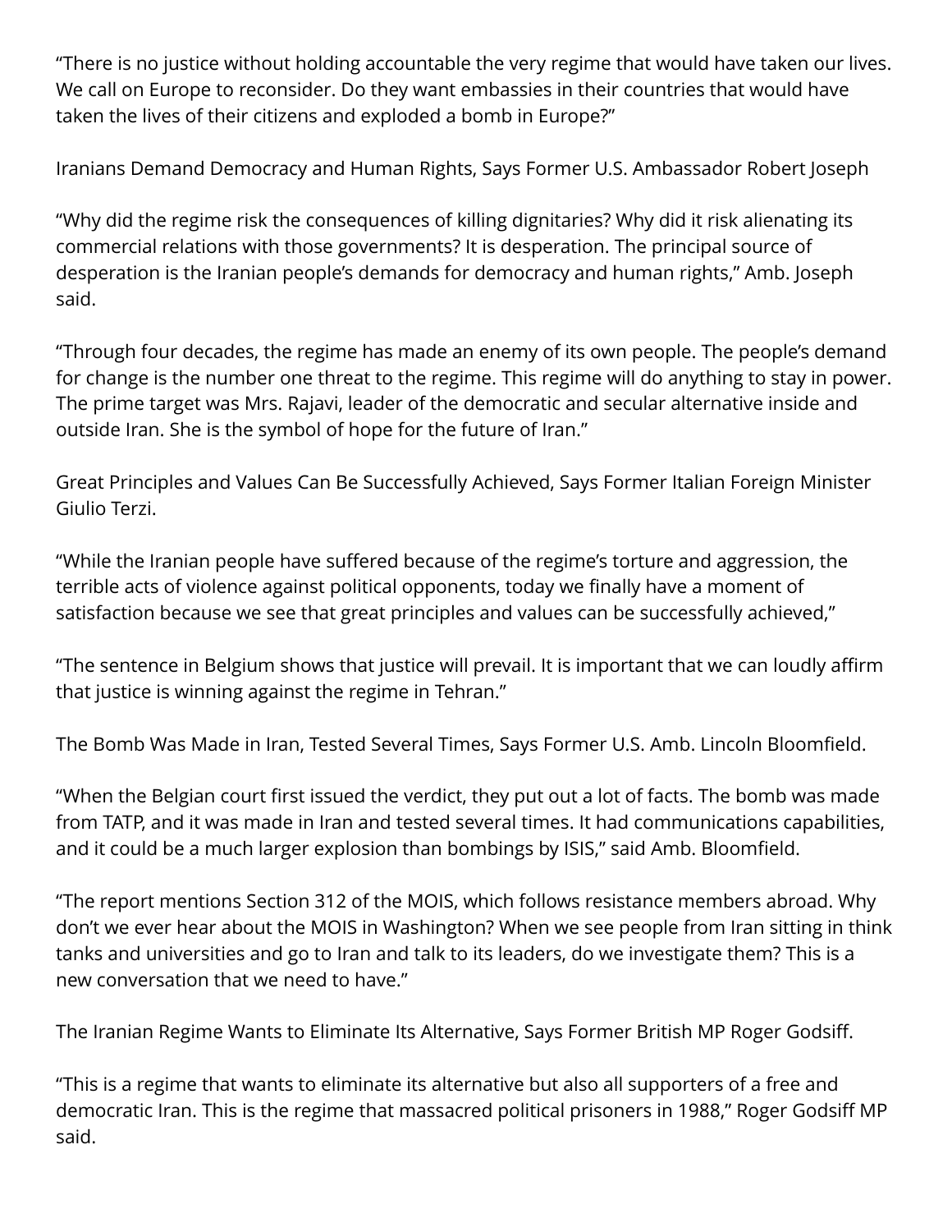"There is no justice without holding accountable the very regime that would have taken our lives. We call on Europe to reconsider. Do they want embassies in their countries that would have taken the lives of their citizens and exploded a bomb in Europe?"

Iranians Demand Democracy and Human Rights, Says Former U.S. Ambassador Robert Joseph

"Why did the regime risk the consequences of killing dignitaries? Why did it risk alienating its commercial relations with those governments? It is desperation. The principal source of desperation is the Iranian people's demands for democracy and human rights," Amb. Joseph said.

"Through four decades, the regime has made an enemy of its own people. The people's demand for change is the number one threat to the regime. This regime will do anything to stay in power. The prime target was Mrs. Rajavi, leader of the democratic and secular alternative inside and outside Iran. She is the symbol of hope for the future of Iran."

Great Principles and Values Can Be Successfully Achieved, Says Former Italian Foreign Minister Giulio Terzi.

"While the Iranian people have suffered because of the regime's torture and aggression, the terrible acts of violence against political opponents, today we finally have a moment of satisfaction because we see that great principles and values can be successfully achieved,"

"The sentence in Belgium shows that justice will prevail. It is important that we can loudly affirm that justice is winning against the regime in Tehran."

The Bomb Was Made in Iran, Tested Several Times, Says Former U.S. Amb. Lincoln Bloomfield.

"When the Belgian court first issued the verdict, they put out a lot of facts. The bomb was made from TATP, and it was made in Iran and tested several times. It had communications capabilities, and it could be a much larger explosion than bombings by ISIS," said Amb. Bloomfield.

"The report mentions Section 312 of the MOIS, which follows resistance members abroad. Why don't we ever hear about the MOIS in Washington? When we see people from Iran sitting in think tanks and universities and go to Iran and talk to its leaders, do we investigate them? This is a new conversation that we need to have."

The Iranian Regime Wants to Eliminate Its Alternative, Says Former British MP Roger Godsiff.

"This is a regime that wants to eliminate its alternative but also all supporters of a free and democratic Iran. This is the regime that massacred political prisoners in 1988," Roger Godsiff MP said.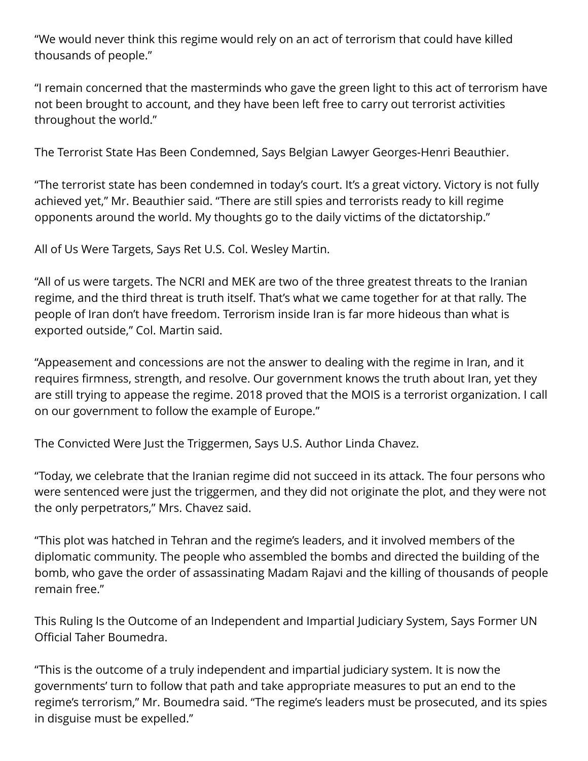"We would never think this regime would rely on an act of terrorism that could have killed thousands of people."

"I remain concerned that the masterminds who gave the green light to this act of terrorism have not been brought to account, and they have been left free to carry out terrorist activities throughout the world."

The Terrorist State Has Been Condemned, Says Belgian Lawyer Georges-Henri Beauthier.

"The terrorist state has been condemned in today's court. It's a great victory. Victory is not fully achieved yet," Mr. Beauthier said. "There are still spies and terrorists ready to kill regime opponents around the world. My thoughts go to the daily victims of the dictatorship."

All of Us Were Targets, Says Ret U.S. Col. Wesley Martin.

"All of us were targets. The NCRI and MEK are two of the three greatest threats to the Iranian regime, and the third threat is truth itself. That's what we came together for at that rally. The people of Iran don't have freedom. Terrorism inside Iran is far more hideous than what is exported outside," Col. Martin said.

"Appeasement and concessions are not the answer to dealing with the regime in Iran, and it requires firmness, strength, and resolve. Our government knows the truth about Iran, yet they are still trying to appease the regime. 2018 proved that the MOIS is a terrorist organization. I call on our government to follow the example of Europe."

The Convicted Were Just the Triggermen, Says U.S. Author Linda Chavez.

"Today, we celebrate that the Iranian regime did not succeed in its attack. The four persons who were sentenced were just the triggermen, and they did not originate the plot, and they were not the only perpetrators," Mrs. Chavez said.

"This plot was hatched in Tehran and the regime's leaders, and it involved members of the diplomatic community. The people who assembled the bombs and directed the building of the bomb, who gave the order of assassinating Madam Rajavi and the killing of thousands of people remain free."

This Ruling Is the Outcome of an Independent and Impartial Judiciary System, Says Former UN Official Taher Boumedra.

"This is the outcome of a truly independent and impartial judiciary system. It is now the governments' turn to follow that path and take appropriate measures to put an end to the regime's terrorism," Mr. Boumedra said. "The regime's leaders must be prosecuted, and its spies in disguise must be expelled."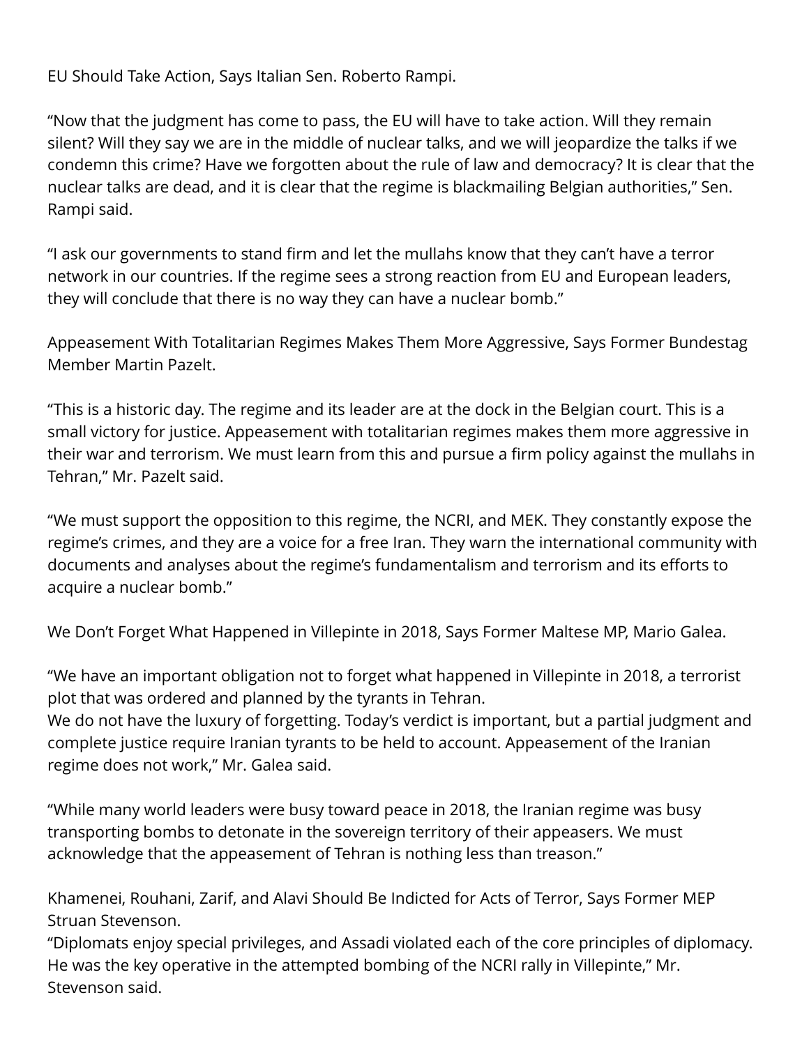EU Should Take Action, Says Italian Sen. Roberto Rampi.

“Now that the judgment has come to pass, the EU will have to take action. Will they remain silent? Will they say we are in the middle of nuclear talks, and we will jeopardize the talks if we condemn this crime? Have we forgotten about the rule of law and democracy? It is clear that the nuclear talks are dead, and it is clear that the regime is blackmailing Belgian authorities,” Sen. Rampi said.

“I ask our governments to stand firm and let the mullahs know that they can’t have a terror network in our countries. If the regime sees a strong reaction from EU and European leaders, they will conclude that there is no way they can have a nuclear bomb.”

Appeasement With Totalitarian Regimes Makes Them More Aggressive, Says Former Bundestag Member Martin Pazelt.

“This is a historic day. The regime and its leader are at the dock in the Belgian court. This is a small victory for justice. Appeasement with totalitarian regimes makes them more aggressive in their war and terrorism. We must learn from this and pursue a firm policy against the mullahs in Tehran,” Mr. Pazelt said.

“We must support the opposition to this regime, the NCRI, and MEK. They constantly expose the regime’s crimes, and they are a voice for a free Iran. They warn the international community with documents and analyses about the regime’s fundamentalism and terrorism and its efforts to acquire a nuclear bomb.”

We Don’t Forget What Happened in Villepinte in 2018, Says Former Maltese MP, Mario Galea.

“We have an important obligation not to forget what happened in Villepinte in 2018, a terrorist plot that was ordered and planned by the tyrants in Tehran.
We do not have the luxury of forgetting. Today’s verdict is important, but a partial judgment and complete justice require Iranian tyrants to be held to account. Appeasement of the Iranian regime does not work,” Mr. Galea said.

“While many world leaders were busy toward peace in 2018, the Iranian regime was busy transporting bombs to detonate in the sovereign territory of their appeasers. We must acknowledge that the appeasement of Tehran is nothing less than treason.”

Khamenei, Rouhani, Zarif, and Alavi Should Be Indicted for Acts of Terror, Says Former MEP Struan Stevenson.
“Diplomats enjoy special privileges, and Assadi violated each of the core principles of diplomacy. He was the key operative in the attempted bombing of the NCRI rally in Villepinte,” Mr. Stevenson said.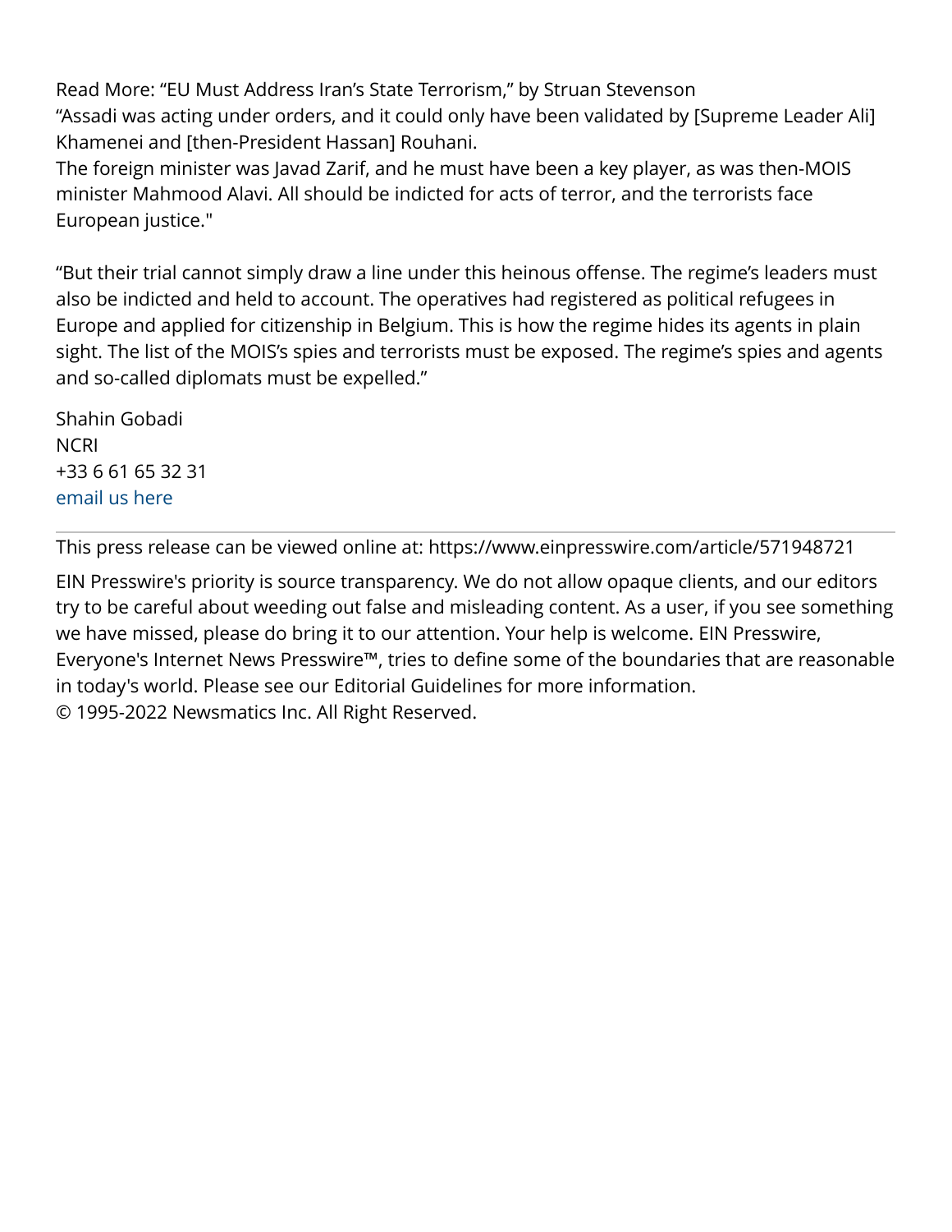Read More: “EU Must Address Iran’s State Terrorism,” by Struan Stevenson
“Assadi was acting under orders, and it could only have been validated by [Supreme Leader Ali] Khamenei and [then-President Hassan] Rouhani.
The foreign minister was Javad Zarif, and he must have been a key player, as was then-MOIS minister Mahmood Alavi. All should be indicted for acts of terror, and the terrorists face European justice."

“But their trial cannot simply draw a line under this heinous offense. The regime’s leaders must also be indicted and held to account. The operatives had registered as political refugees in Europe and applied for citizenship in Belgium. This is how the regime hides its agents in plain sight. The list of the MOIS’s spies and terrorists must be exposed. The regime’s spies and agents and so-called diplomats must be expelled.”

Shahin Gobadi
NCRI
+33 6 61 65 32 31
email us here

---

This press release can be viewed online at: https://www.einpresswire.com/article/571948721

EIN Presswire's priority is source transparency. We do not allow opaque clients, and our editors try to be careful about weeding out false and misleading content. As a user, if you see something we have missed, please do bring it to our attention. Your help is welcome. EIN Presswire, Everyone's Internet News Presswire™, tries to define some of the boundaries that are reasonable in today's world. Please see our Editorial Guidelines for more information.
© 1995-2022 Newsmatics Inc. All Right Reserved.